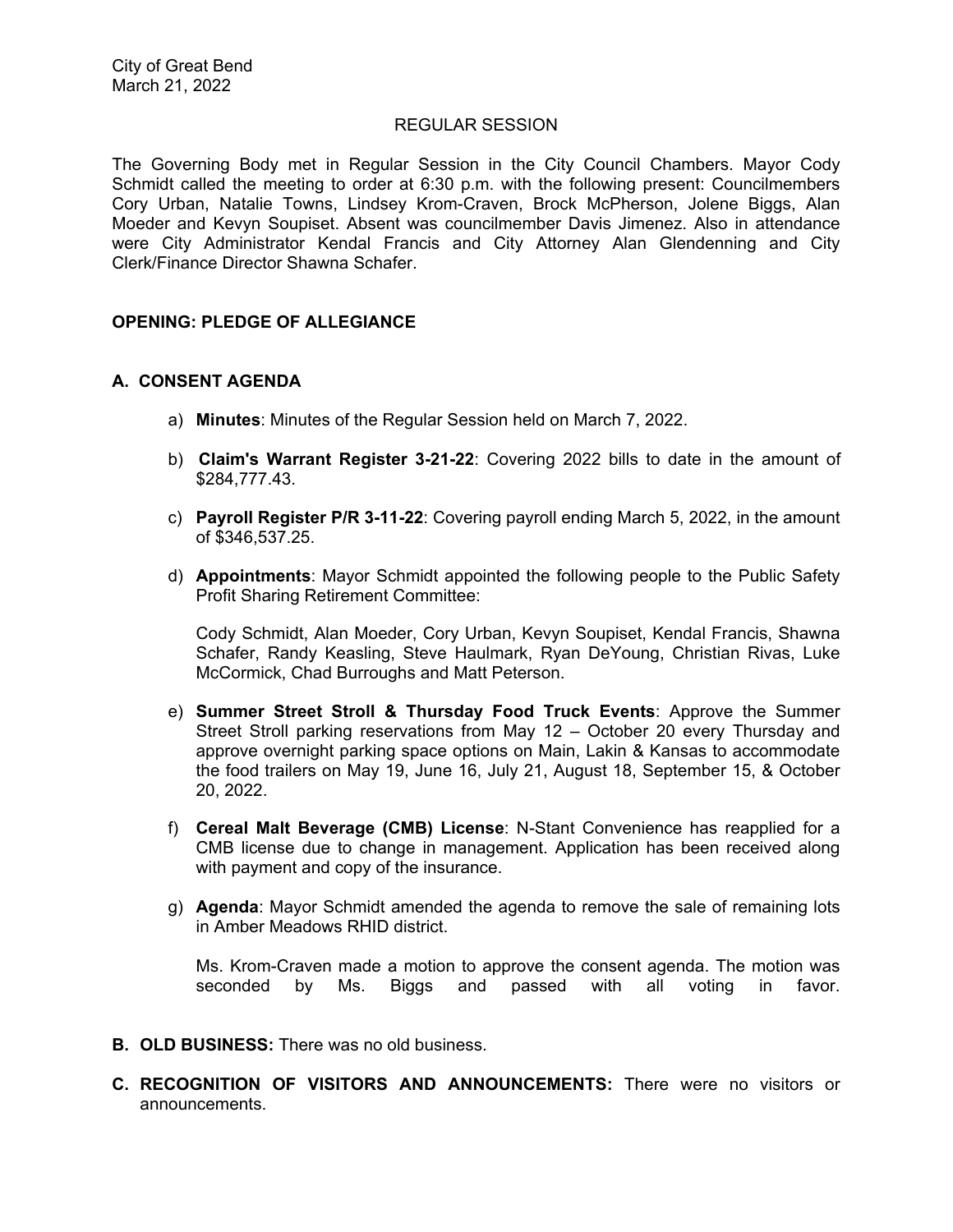City of Great Bend
March 21, 2022

REGULAR SESSION

The Governing Body met in Regular Session in the City Council Chambers. Mayor Cody Schmidt called the meeting to order at 6:30 p.m. with the following present: Councilmembers Cory Urban, Natalie Towns, Lindsey Krom-Craven, Brock McPherson, Jolene Biggs, Alan Moeder and Kevyn Soupiset. Absent was councilmember Davis Jimenez. Also in attendance were City Administrator Kendal Francis and City Attorney Alan Glendenning and City Clerk/Finance Director Shawna Schafer.

**OPENING: PLEDGE OF ALLEGIANCE**

**A. CONSENT AGENDA**

a) **Minutes**: Minutes of the Regular Session held on March 7, 2022.

b) **Claim's Warrant Register 3-21-22**: Covering 2022 bills to date in the amount of $284,777.43.

c) **Payroll Register P/R 3-11-22**: Covering payroll ending March 5, 2022, in the amount of $346,537.25.

d) **Appointments**: Mayor Schmidt appointed the following people to the Public Safety Profit Sharing Retirement Committee:

Cody Schmidt, Alan Moeder, Cory Urban, Kevyn Soupiset, Kendal Francis, Shawna Schafer, Randy Keasling, Steve Haulmark, Ryan DeYoung, Christian Rivas, Luke McCormick, Chad Burroughs and Matt Peterson.

e) **Summer Street Stroll & Thursday Food Truck Events**: Approve the Summer Street Stroll parking reservations from May 12 – October 20 every Thursday and approve overnight parking space options on Main, Lakin & Kansas to accommodate the food trailers on May 19, June 16, July 21, August 18, September 15, & October 20, 2022.

f) **Cereal Malt Beverage (CMB) License**: N-Stant Convenience has reapplied for a CMB license due to change in management. Application has been received along with payment and copy of the insurance.

g) **Agenda**: Mayor Schmidt amended the agenda to remove the sale of remaining lots in Amber Meadows RHID district.

Ms. Krom-Craven made a motion to approve the consent agenda. The motion was seconded by Ms. Biggs and passed with all voting in favor.

**B. OLD BUSINESS:** There was no old business.

**C. RECOGNITION OF VISITORS AND ANNOUNCEMENTS:** There were no visitors or announcements.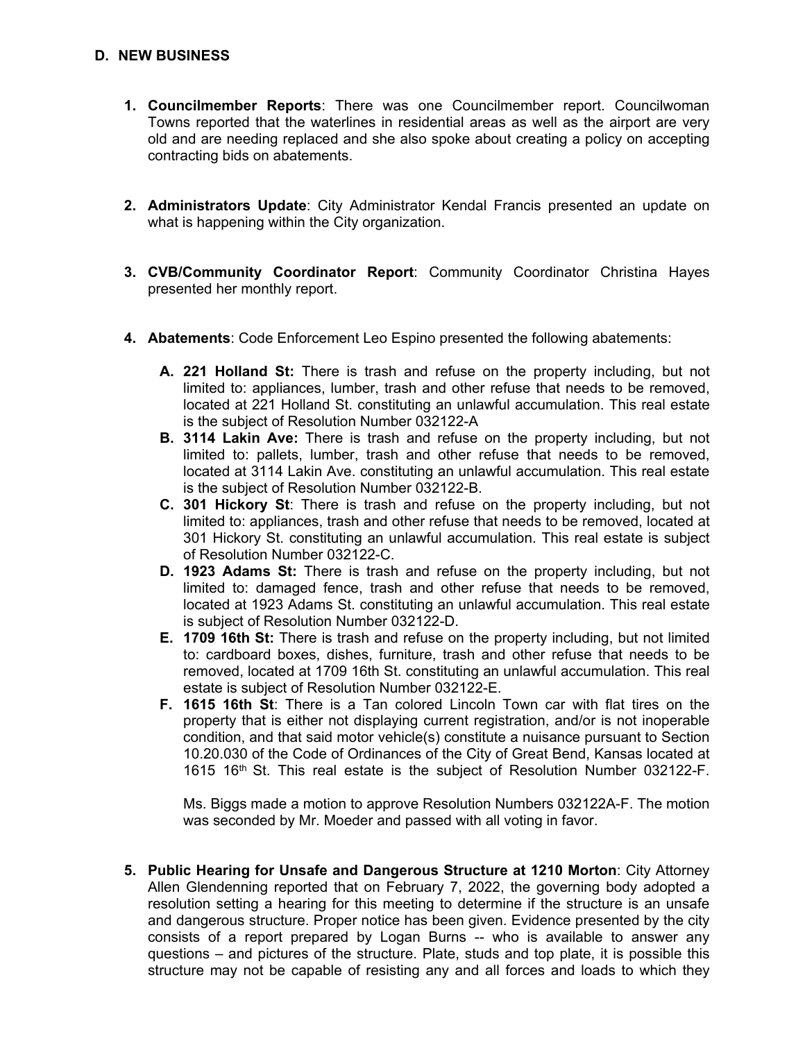## D. NEW BUSINESS

1. **Councilmember Reports**: There was one Councilmember report. Councilwoman Towns reported that the waterlines in residential areas as well as the airport are very old and are needing replaced and she also spoke about creating a policy on accepting contracting bids on abatements.

2. **Administrators Update**: City Administrator Kendal Francis presented an update on what is happening within the City organization.

3. **CVB/Community Coordinator Report**: Community Coordinator Christina Hayes presented her monthly report.

4. **Abatements**: Code Enforcement Leo Espino presented the following abatements:

   A. **221 Holland St:** There is trash and refuse on the property including, but not limited to: appliances, lumber, trash and other refuse that needs to be removed, located at 221 Holland St. constituting an unlawful accumulation. This real estate is the subject of Resolution Number 032122-A

   B. **3114 Lakin Ave:** There is trash and refuse on the property including, but not limited to: pallets, lumber, trash and other refuse that needs to be removed, located at 3114 Lakin Ave. constituting an unlawful accumulation. This real estate is the subject of Resolution Number 032122-B.

   C. **301 Hickory St**: There is trash and refuse on the property including, but not limited to: appliances, trash and other refuse that needs to be removed, located at 301 Hickory St. constituting an unlawful accumulation. This real estate is subject of Resolution Number 032122-C.

   D. **1923 Adams St:** There is trash and refuse on the property including, but not limited to: damaged fence, trash and other refuse that needs to be removed, located at 1923 Adams St. constituting an unlawful accumulation. This real estate is subject of Resolution Number 032122-D.

   E. **1709 16th St:** There is trash and refuse on the property including, but not limited to: cardboard boxes, dishes, furniture, trash and other refuse that needs to be removed, located at 1709 16th St. constituting an unlawful accumulation. This real estate is subject of Resolution Number 032122-E.

   F. **1615 16th St**: There is a Tan colored Lincoln Town car with flat tires on the property that is either not displaying current registration, and/or is not inoperable condition, and that said motor vehicle(s) constitute a nuisance pursuant to Section 10.20.030 of the Code of Ordinances of the City of Great Bend, Kansas located at 1615 16th St. This real estate is the subject of Resolution Number 032122-F.

   Ms. Biggs made a motion to approve Resolution Numbers 032122A-F. The motion was seconded by Mr. Moeder and passed with all voting in favor.

5. **Public Hearing for Unsafe and Dangerous Structure at 1210 Morton**: City Attorney Allen Glendenning reported that on February 7, 2022, the governing body adopted a resolution setting a hearing for this meeting to determine if the structure is an unsafe and dangerous structure. Proper notice has been given. Evidence presented by the city consists of a report prepared by Logan Burns -- who is available to answer any questions – and pictures of the structure. Plate, studs and top plate, it is possible this structure may not be capable of resisting any and all forces and loads to which they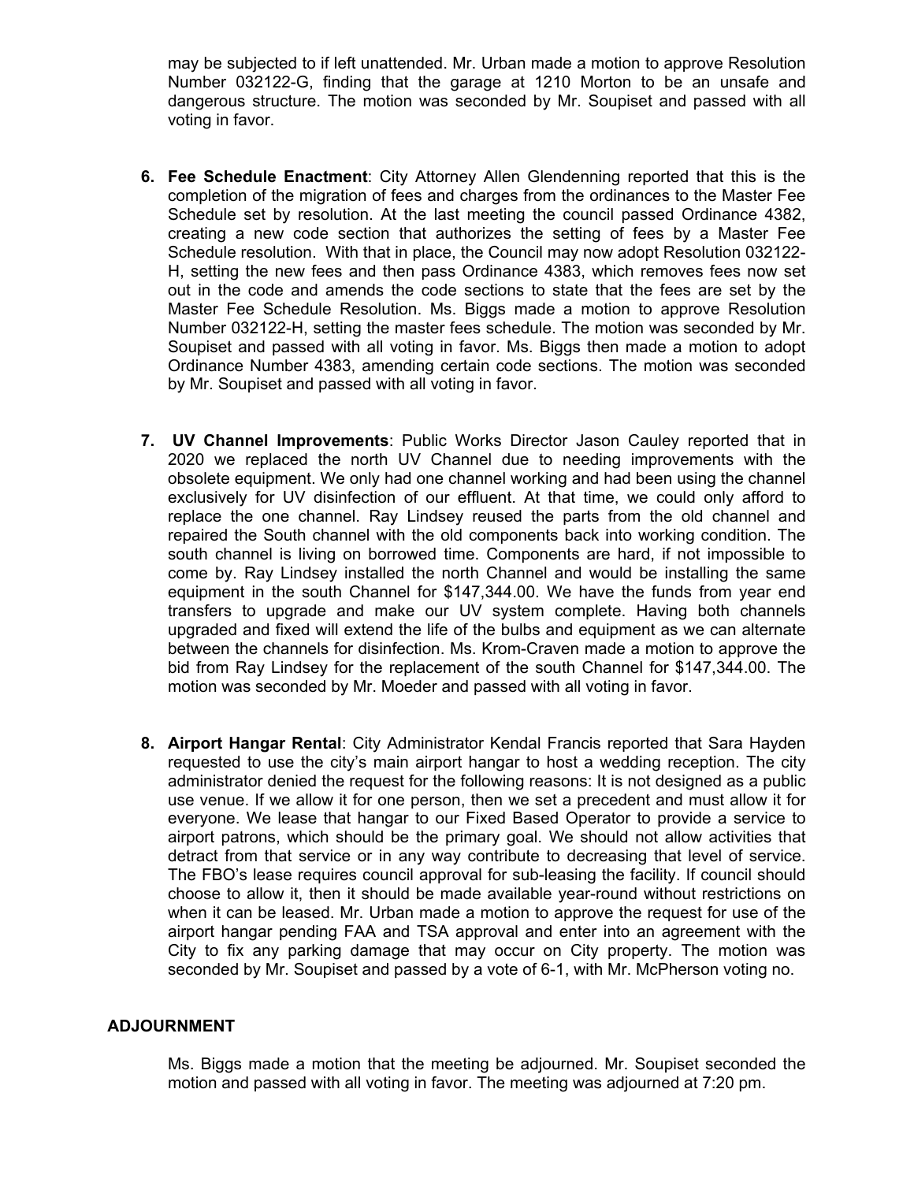may be subjected to if left unattended. Mr. Urban made a motion to approve Resolution Number 032122-G, finding that the garage at 1210 Morton to be an unsafe and dangerous structure. The motion was seconded by Mr. Soupiset and passed with all voting in favor.

6. **Fee Schedule Enactment**: City Attorney Allen Glendenning reported that this is the completion of the migration of fees and charges from the ordinances to the Master Fee Schedule set by resolution. At the last meeting the council passed Ordinance 4382, creating a new code section that authorizes the setting of fees by a Master Fee Schedule resolution. With that in place, the Council may now adopt Resolution 032122-H, setting the new fees and then pass Ordinance 4383, which removes fees now set out in the code and amends the code sections to state that the fees are set by the Master Fee Schedule Resolution. Ms. Biggs made a motion to approve Resolution Number 032122-H, setting the master fees schedule. The motion was seconded by Mr. Soupiset and passed with all voting in favor. Ms. Biggs then made a motion to adopt Ordinance Number 4383, amending certain code sections. The motion was seconded by Mr. Soupiset and passed with all voting in favor.

7. **UV Channel Improvements**: Public Works Director Jason Cauley reported that in 2020 we replaced the north UV Channel due to needing improvements with the obsolete equipment. We only had one channel working and had been using the channel exclusively for UV disinfection of our effluent. At that time, we could only afford to replace the one channel. Ray Lindsey reused the parts from the old channel and repaired the South channel with the old components back into working condition. The south channel is living on borrowed time. Components are hard, if not impossible to come by. Ray Lindsey installed the north Channel and would be installing the same equipment in the south Channel for $147,344.00. We have the funds from year end transfers to upgrade and make our UV system complete. Having both channels upgraded and fixed will extend the life of the bulbs and equipment as we can alternate between the channels for disinfection. Ms. Krom-Craven made a motion to approve the bid from Ray Lindsey for the replacement of the south Channel for $147,344.00. The motion was seconded by Mr. Moeder and passed with all voting in favor.

8. **Airport Hangar Rental**: City Administrator Kendal Francis reported that Sara Hayden requested to use the city's main airport hangar to host a wedding reception. The city administrator denied the request for the following reasons: It is not designed as a public use venue. If we allow it for one person, then we set a precedent and must allow it for everyone. We lease that hangar to our Fixed Based Operator to provide a service to airport patrons, which should be the primary goal. We should not allow activities that detract from that service or in any way contribute to decreasing that level of service. The FBO's lease requires council approval for sub-leasing the facility. If council should choose to allow it, then it should be made available year-round without restrictions on when it can be leased. Mr. Urban made a motion to approve the request for use of the airport hangar pending FAA and TSA approval and enter into an agreement with the City to fix any parking damage that may occur on City property. The motion was seconded by Mr. Soupiset and passed by a vote of 6-1, with Mr. McPherson voting no.

## ADJOURNMENT

Ms. Biggs made a motion that the meeting be adjourned. Mr. Soupiset seconded the motion and passed with all voting in favor. The meeting was adjourned at 7:20 pm.